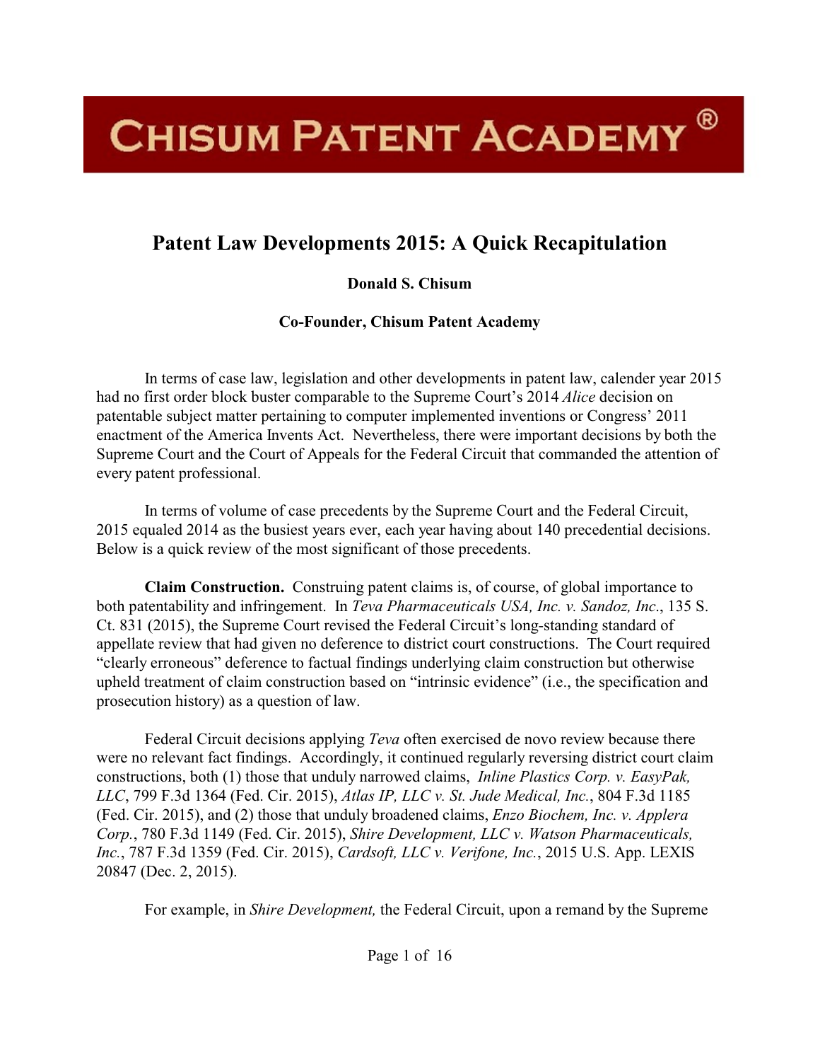# CHISUM PATENT ACADEMY®

## Patent Law Developments 2015: A Quick Recapitulation

**Donald S. Chisum**

**Co-Founder, Chisum Patent Academy**

In terms of case law, legislation and other developments in patent law, calender year 2015 had no first order block buster comparable to the Supreme Court's 2014 *Alice* decision on patentable subject matter pertaining to computer implemented inventions or Congress' 2011 enactment of the America Invents Act. Nevertheless, there were important decisions by both the Supreme Court and the Court of Appeals for the Federal Circuit that commanded the attention of every patent professional.

In terms of volume of case precedents by the Supreme Court and the Federal Circuit, 2015 equaled 2014 as the busiest years ever, each year having about 140 precedential decisions. Below is a quick review of the most significant of those precedents.

**Claim Construction.** Construing patent claims is, of course, of global importance to both patentability and infringement. In *Teva Pharmaceuticals USA, Inc. v. Sandoz, Inc.*, 135 S. Ct. 831 (2015), the Supreme Court revised the Federal Circuit's long-standing standard of appellate review that had given no deference to district court constructions. The Court required "clearly erroneous" deference to factual findings underlying claim construction but otherwise upheld treatment of claim construction based on "intrinsic evidence" (i.e., the specification and prosecution history) as a question of law.

Federal Circuit decisions applying *Teva* often exercised de novo review because there were no relevant fact findings. Accordingly, it continued regularly reversing district court claim constructions, both (1) those that unduly narrowed claims, *Inline Plastics Corp. v. EasyPak, LLC*, 799 F.3d 1364 (Fed. Cir. 2015), *Atlas IP, LLC v. St. Jude Medical, Inc.*, 804 F.3d 1185 (Fed. Cir. 2015), and (2) those that unduly broadened claims, *Enzo Biochem, Inc. v. Applera Corp.*, 780 F.3d 1149 (Fed. Cir. 2015), *Shire Development, LLC v. Watson Pharmaceuticals, Inc.*, 787 F.3d 1359 (Fed. Cir. 2015), *Cardsoft, LLC v. Verifone, Inc.*, 2015 U.S. App. LEXIS 20847 (Dec. 2, 2015).

For example, in *Shire Development,* the Federal Circuit, upon a remand by the Supreme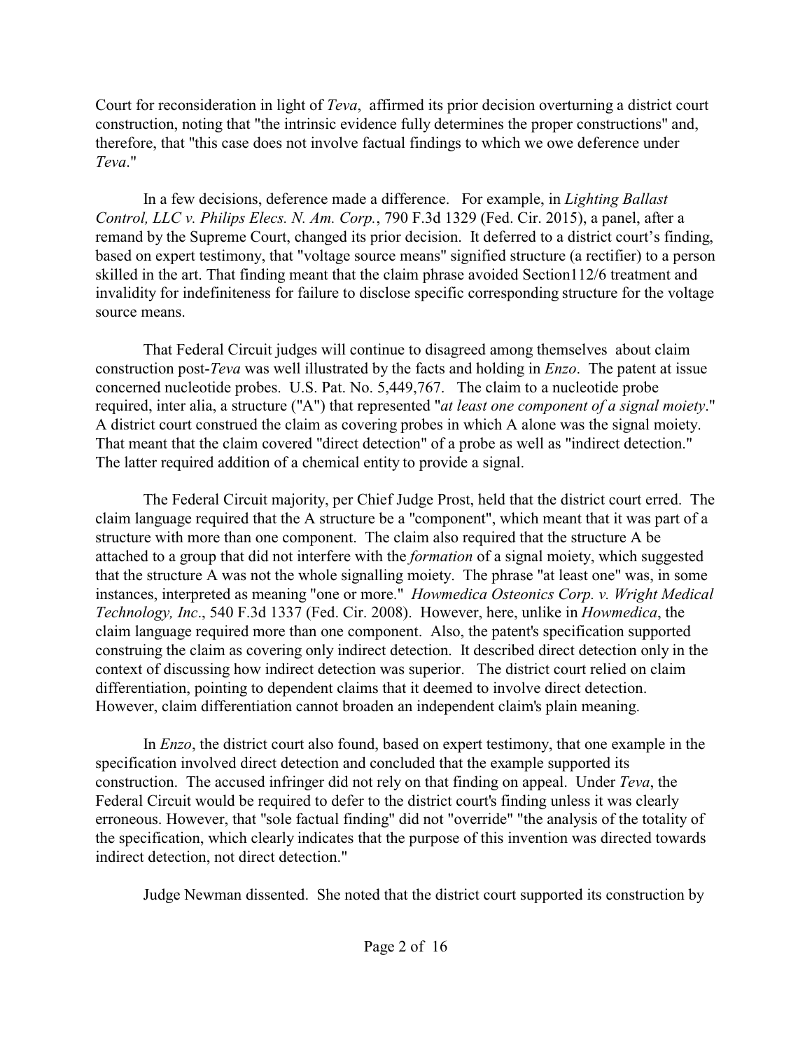Court for reconsideration in light of *Teva*, affirmed its prior decision overturning a district court construction, noting that "the intrinsic evidence fully determines the proper constructions" and, therefore, that "this case does not involve factual findings to which we owe deference under *Teva*."

In a few decisions, deference made a difference. For example, in *Lighting Ballast Control, LLC v. Philips Elecs. N. Am. Corp.*, 790 F.3d 1329 (Fed. Cir. 2015), a panel, after a remand by the Supreme Court, changed its prior decision. It deferred to a district court's finding, based on expert testimony, that "voltage source means" signified structure (a rectifier) to a person skilled in the art. That finding meant that the claim phrase avoided Section112/6 treatment and invalidity for indefiniteness for failure to disclose specific corresponding structure for the voltage source means.

That Federal Circuit judges will continue to disagreed among themselves about claim construction post-*Teva* was well illustrated by the facts and holding in *Enzo*. The patent at issue concerned nucleotide probes. U.S. Pat. No. 5,449,767. The claim to a nucleotide probe required, inter alia, a structure ("A") that represented "*at least one component of a signal moiety*." A district court construed the claim as covering probes in which A alone was the signal moiety. That meant that the claim covered "direct detection" of a probe as well as "indirect detection." The latter required addition of a chemical entity to provide a signal.

The Federal Circuit majority, per Chief Judge Prost, held that the district court erred. The claim language required that the A structure be a "component", which meant that it was part of a structure with more than one component. The claim also required that the structure A be attached to a group that did not interfere with the *formation* of a signal moiety, which suggested that the structure A was not the whole signalling moiety. The phrase "at least one" was, in some instances, interpreted as meaning "one or more." *Howmedica Osteonics Corp. v. Wright Medical Technology, Inc*., 540 F.3d 1337 (Fed. Cir. 2008). However, here, unlike in *Howmedica*, the claim language required more than one component. Also, the patent's specification supported construing the claim as covering only indirect detection. It described direct detection only in the context of discussing how indirect detection was superior. The district court relied on claim differentiation, pointing to dependent claims that it deemed to involve direct detection. However, claim differentiation cannot broaden an independent claim's plain meaning.

In *Enzo*, the district court also found, based on expert testimony, that one example in the specification involved direct detection and concluded that the example supported its construction. The accused infringer did not rely on that finding on appeal. Under *Teva*, the Federal Circuit would be required to defer to the district court's finding unless it was clearly erroneous. However, that "sole factual finding" did not "override" "the analysis of the totality of the specification, which clearly indicates that the purpose of this invention was directed towards indirect detection, not direct detection."

Judge Newman dissented. She noted that the district court supported its construction by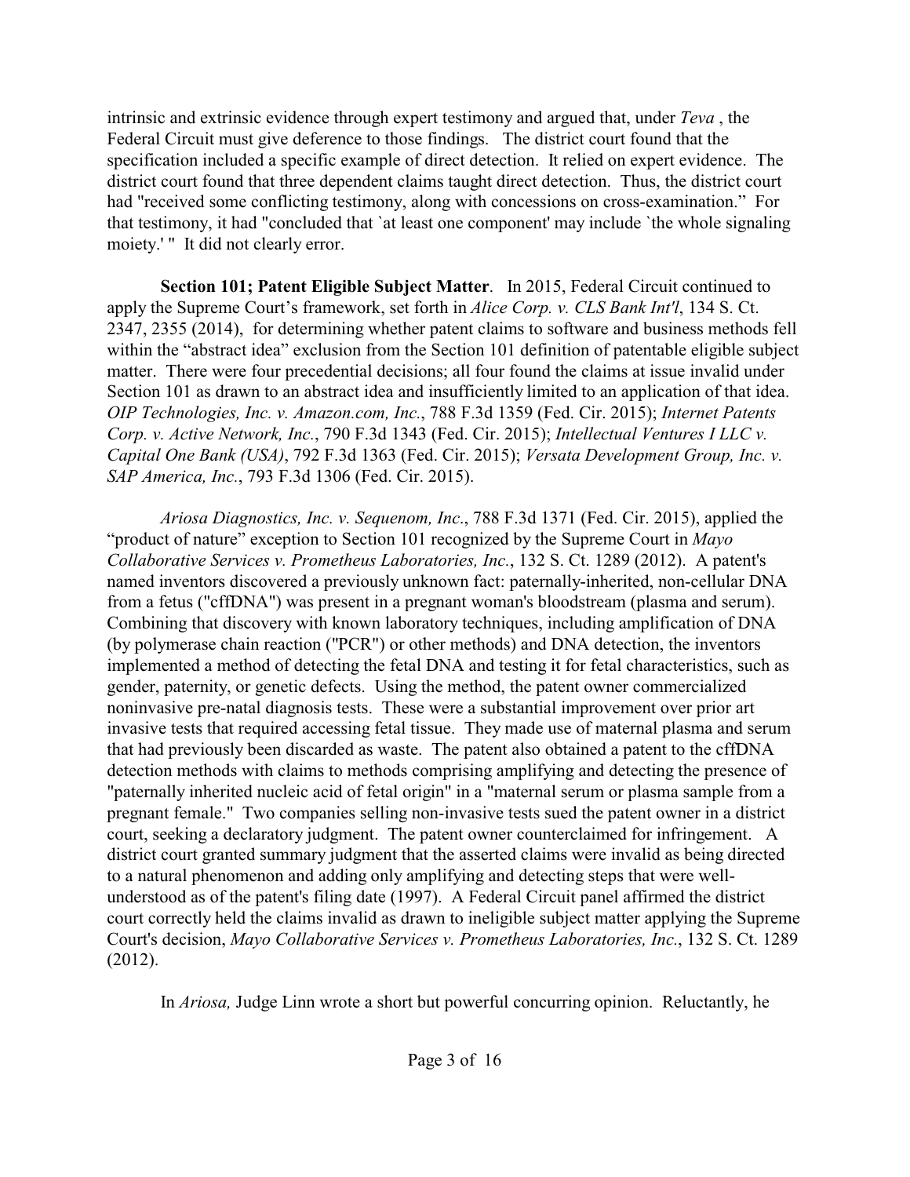intrinsic and extrinsic evidence through expert testimony and argued that, under *Teva* , the Federal Circuit must give deference to those findings. The district court found that the specification included a specific example of direct detection. It relied on expert evidence. The district court found that three dependent claims taught direct detection. Thus, the district court had "received some conflicting testimony, along with concessions on cross-examination." For that testimony, it had "concluded that `at least one component' may include `the whole signaling moiety.' " It did not clearly error.

**Section 101; Patent Eligible Subject Matter**. In 2015, Federal Circuit continued to apply the Supreme Court's framework, set forth in *Alice Corp. v. CLS Bank Int'l*, 134 S. Ct. 2347, 2355 (2014), for determining whether patent claims to software and business methods fell within the "abstract idea" exclusion from the Section 101 definition of patentable eligible subject matter. There were four precedential decisions; all four found the claims at issue invalid under Section 101 as drawn to an abstract idea and insufficiently limited to an application of that idea. *OIP Technologies, Inc. v. Amazon.com, Inc.*, 788 F.3d 1359 (Fed. Cir. 2015); *Internet Patents Corp. v. Active Network, Inc.*, 790 F.3d 1343 (Fed. Cir. 2015); *Intellectual Ventures I LLC v. Capital One Bank (USA)*, 792 F.3d 1363 (Fed. Cir. 2015); *Versata Development Group, Inc. v. SAP America, Inc.*, 793 F.3d 1306 (Fed. Cir. 2015).

*Ariosa Diagnostics, Inc. v. Sequenom, Inc.*, 788 F.3d 1371 (Fed. Cir. 2015), applied the "product of nature" exception to Section 101 recognized by the Supreme Court in *Mayo Collaborative Services v. Prometheus Laboratories, Inc.*, 132 S. Ct. 1289 (2012). A patent's named inventors discovered a previously unknown fact: paternally-inherited, non-cellular DNA from a fetus ("cffDNA") was present in a pregnant woman's bloodstream (plasma and serum). Combining that discovery with known laboratory techniques, including amplification of DNA (by polymerase chain reaction ("PCR") or other methods) and DNA detection, the inventors implemented a method of detecting the fetal DNA and testing it for fetal characteristics, such as gender, paternity, or genetic defects. Using the method, the patent owner commercialized noninvasive pre-natal diagnosis tests. These were a substantial improvement over prior art invasive tests that required accessing fetal tissue. They made use of maternal plasma and serum that had previously been discarded as waste. The patent also obtained a patent to the cffDNA detection methods with claims to methods comprising amplifying and detecting the presence of "paternally inherited nucleic acid of fetal origin" in a "maternal serum or plasma sample from a pregnant female." Two companies selling non-invasive tests sued the patent owner in a district court, seeking a declaratory judgment. The patent owner counterclaimed for infringement. A district court granted summary judgment that the asserted claims were invalid as being directed to a natural phenomenon and adding only amplifying and detecting steps that were well-understood as of the patent's filing date (1997). A Federal Circuit panel affirmed the district court correctly held the claims invalid as drawn to ineligible subject matter applying the Supreme Court's decision, *Mayo Collaborative Services v. Prometheus Laboratories, Inc.*, 132 S. Ct. 1289 (2012).

In *Ariosa,* Judge Linn wrote a short but powerful concurring opinion. Reluctantly, he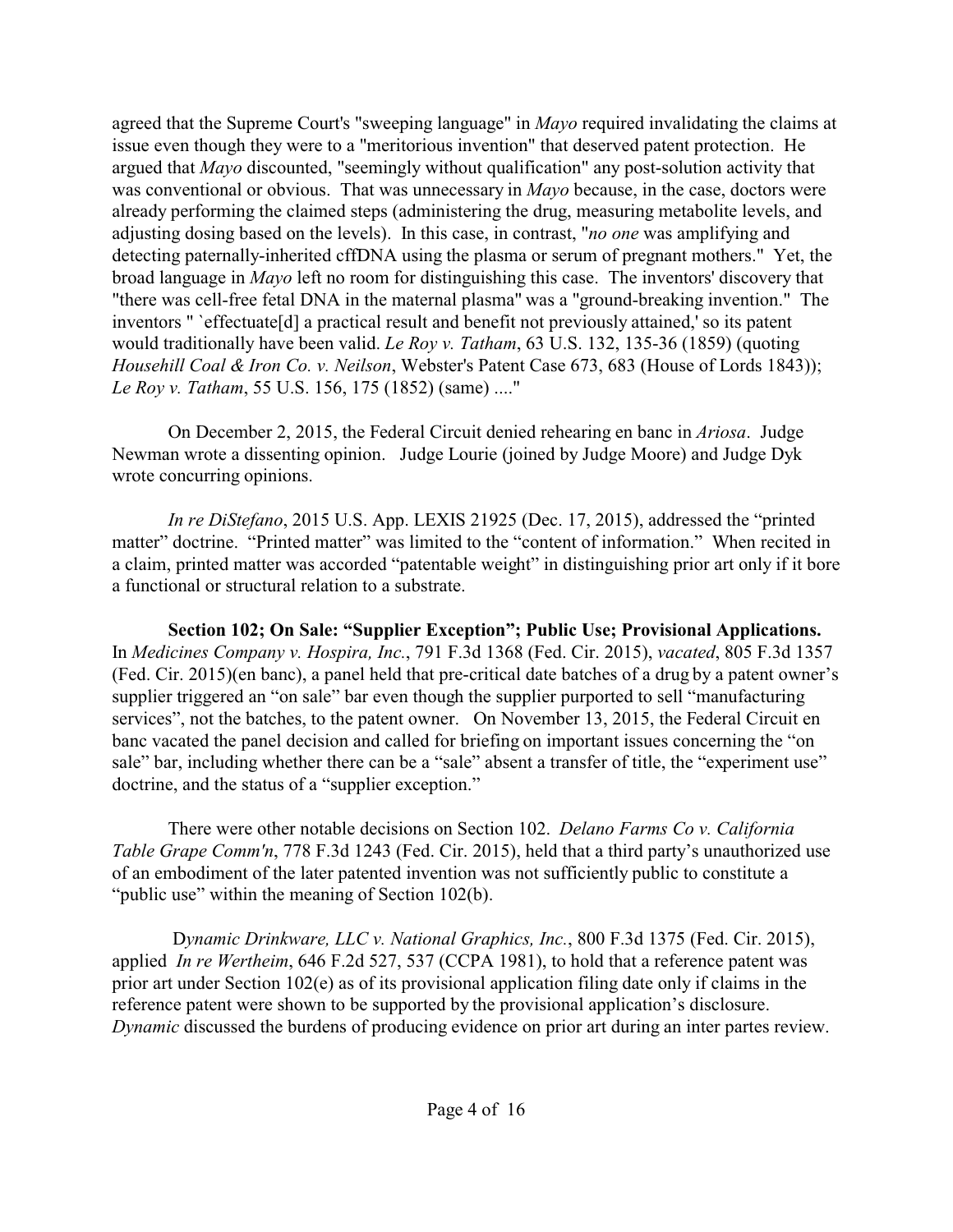agreed that the Supreme Court's "sweeping language" in *Mayo* required invalidating the claims at issue even though they were to a "meritorious invention" that deserved patent protection. He argued that *Mayo* discounted, "seemingly without qualification" any post-solution activity that was conventional or obvious. That was unnecessary in *Mayo* because, in the case, doctors were already performing the claimed steps (administering the drug, measuring metabolite levels, and adjusting dosing based on the levels). In this case, in contrast, "*no one* was amplifying and detecting paternally-inherited cffDNA using the plasma or serum of pregnant mothers." Yet, the broad language in *Mayo* left no room for distinguishing this case. The inventors' discovery that "there was cell-free fetal DNA in the maternal plasma" was a "ground-breaking invention." The inventors " `effectuate[d] a practical result and benefit not previously attained,' so its patent would traditionally have been valid. *Le Roy v. Tatham*, 63 U.S. 132, 135-36 (1859) (quoting *Househill Coal & Iron Co. v. Neilson*, Webster's Patent Case 673, 683 (House of Lords 1843)); *Le Roy v. Tatham*, 55 U.S. 156, 175 (1852) (same) ...."

On December 2, 2015, the Federal Circuit denied rehearing en banc in *Ariosa*. Judge Newman wrote a dissenting opinion. Judge Lourie (joined by Judge Moore) and Judge Dyk wrote concurring opinions.

*In re DiStefano*, 2015 U.S. App. LEXIS 21925 (Dec. 17, 2015), addressed the "printed matter" doctrine. "Printed matter" was limited to the "content of information." When recited in a claim, printed matter was accorded "patentable weight" in distinguishing prior art only if it bore a functional or structural relation to a substrate.

**Section 102; On Sale: "Supplier Exception"; Public Use; Provisional Applications.** In *Medicines Company v. Hospira, Inc.*, 791 F.3d 1368 (Fed. Cir. 2015), *vacated*, 805 F.3d 1357 (Fed. Cir. 2015)(en banc), a panel held that pre-critical date batches of a drug by a patent owner's supplier triggered an "on sale" bar even though the supplier purported to sell "manufacturing services", not the batches, to the patent owner. On November 13, 2015, the Federal Circuit en banc vacated the panel decision and called for briefing on important issues concerning the "on sale" bar, including whether there can be a "sale" absent a transfer of title, the "experiment use" doctrine, and the status of a "supplier exception."

There were other notable decisions on Section 102. *Delano Farms Co v. California Table Grape Comm'n*, 778 F.3d 1243 (Fed. Cir. 2015), held that a third party's unauthorized use of an embodiment of the later patented invention was not sufficiently public to constitute a "public use" within the meaning of Section 102(b).

*Dynamic Drinkware, LLC v. National Graphics, Inc.*, 800 F.3d 1375 (Fed. Cir. 2015), applied *In re Wertheim*, 646 F.2d 527, 537 (CCPA 1981), to hold that a reference patent was prior art under Section 102(e) as of its provisional application filing date only if claims in the reference patent were shown to be supported by the provisional application's disclosure. *Dynamic* discussed the burdens of producing evidence on prior art during an inter partes review.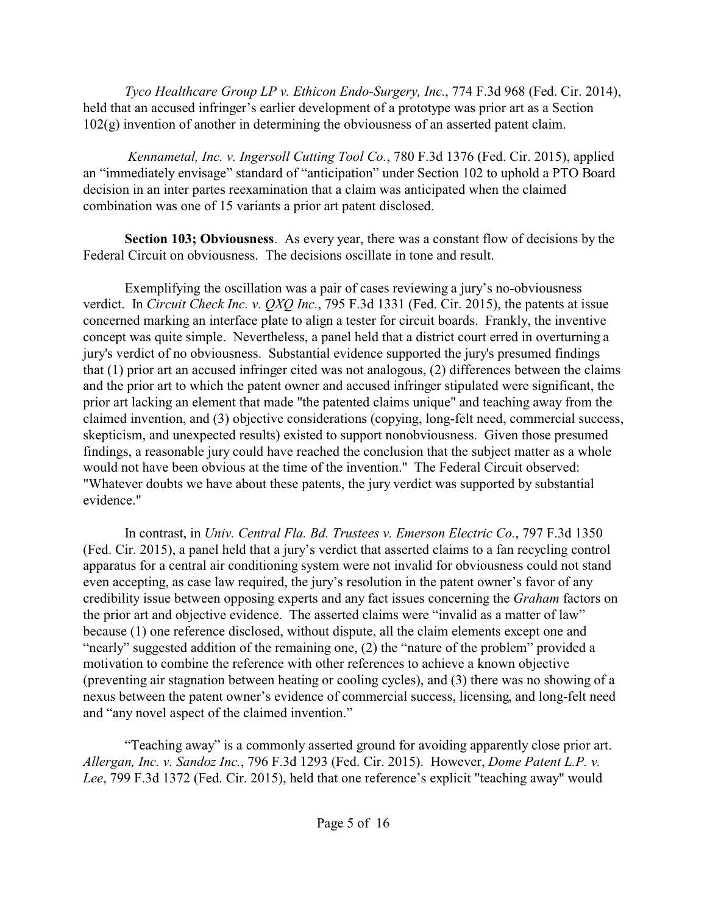*Tyco Healthcare Group LP v. Ethicon Endo-Surgery, Inc.*, 774 F.3d 968 (Fed. Cir. 2014), held that an accused infringer's earlier development of a prototype was prior art as a Section 102(g) invention of another in determining the obviousness of an asserted patent claim.

*Kennametal, Inc. v. Ingersoll Cutting Tool Co.*, 780 F.3d 1376 (Fed. Cir. 2015), applied an "immediately envisage" standard of "anticipation" under Section 102 to uphold a PTO Board decision in an inter partes reexamination that a claim was anticipated when the claimed combination was one of 15 variants a prior art patent disclosed.

**Section 103; Obviousness**. As every year, there was a constant flow of decisions by the Federal Circuit on obviousness. The decisions oscillate in tone and result.

Exemplifying the oscillation was a pair of cases reviewing a jury's no-obviousness verdict. In *Circuit Check Inc. v. QXQ Inc.*, 795 F.3d 1331 (Fed. Cir. 2015), the patents at issue concerned marking an interface plate to align a tester for circuit boards. Frankly, the inventive concept was quite simple. Nevertheless, a panel held that a district court erred in overturning a jury's verdict of no obviousness. Substantial evidence supported the jury's presumed findings that (1) prior art an accused infringer cited was not analogous, (2) differences between the claims and the prior art to which the patent owner and accused infringer stipulated were significant, the prior art lacking an element that made "the patented claims unique" and teaching away from the claimed invention, and (3) objective considerations (copying, long-felt need, commercial success, skepticism, and unexpected results) existed to support nonobviousness. Given those presumed findings, a reasonable jury could have reached the conclusion that the subject matter as a whole would not have been obvious at the time of the invention." The Federal Circuit observed: "Whatever doubts we have about these patents, the jury verdict was supported by substantial evidence."

In contrast, in *Univ. Central Fla. Bd. Trustees v. Emerson Electric Co.*, 797 F.3d 1350 (Fed. Cir. 2015), a panel held that a jury's verdict that asserted claims to a fan recycling control apparatus for a central air conditioning system were not invalid for obviousness could not stand even accepting, as case law required, the jury's resolution in the patent owner's favor of any credibility issue between opposing experts and any fact issues concerning the *Graham* factors on the prior art and objective evidence. The asserted claims were "invalid as a matter of law" because (1) one reference disclosed, without dispute, all the claim elements except one and "nearly" suggested addition of the remaining one, (2) the "nature of the problem" provided a motivation to combine the reference with other references to achieve a known objective (preventing air stagnation between heating or cooling cycles), and (3) there was no showing of a nexus between the patent owner's evidence of commercial success, licensing, and long-felt need and "any novel aspect of the claimed invention."

"Teaching away" is a commonly asserted ground for avoiding apparently close prior art. *Allergan, Inc. v. Sandoz Inc.*, 796 F.3d 1293 (Fed. Cir. 2015). However, *Dome Patent L.P. v. Lee*, 799 F.3d 1372 (Fed. Cir. 2015), held that one reference's explicit "teaching away" would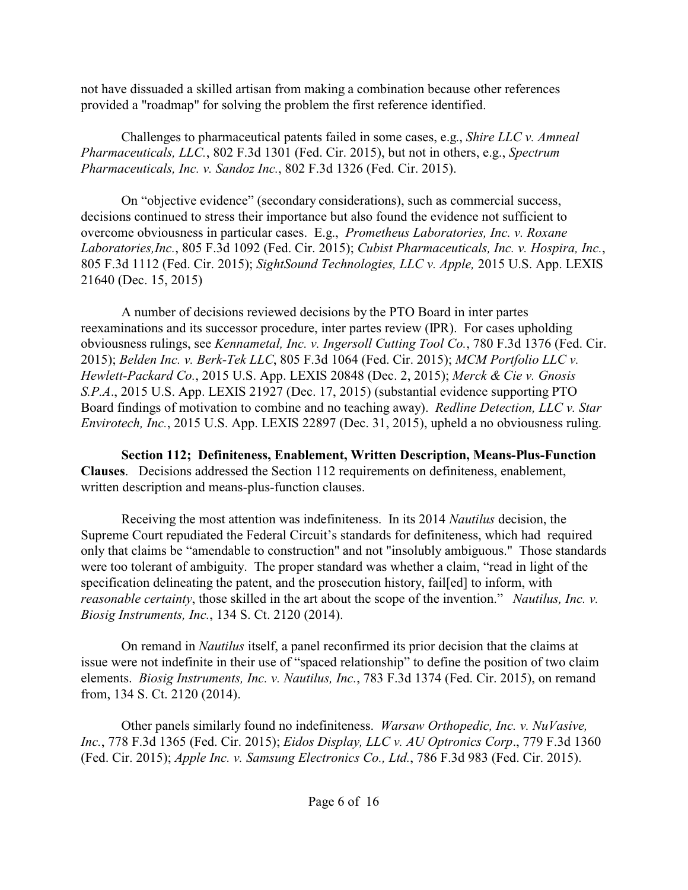not have dissuaded a skilled artisan from making a combination because other references provided a "roadmap" for solving the problem the first reference identified.

Challenges to pharmaceutical patents failed in some cases, e.g., *Shire LLC v. Amneal Pharmaceuticals, LLC.*, 802 F.3d 1301 (Fed. Cir. 2015), but not in others, e.g., *Spectrum Pharmaceuticals, Inc. v. Sandoz Inc.*, 802 F.3d 1326 (Fed. Cir. 2015).

On "objective evidence" (secondary considerations), such as commercial success, decisions continued to stress their importance but also found the evidence not sufficient to overcome obviousness in particular cases. E.g., *Prometheus Laboratories, Inc. v. Roxane Laboratories,Inc.*, 805 F.3d 1092 (Fed. Cir. 2015); *Cubist Pharmaceuticals, Inc. v. Hospira, Inc.*, 805 F.3d 1112 (Fed. Cir. 2015); *SightSound Technologies, LLC v. Apple,* 2015 U.S. App. LEXIS 21640 (Dec. 15, 2015)

A number of decisions reviewed decisions by the PTO Board in inter partes reexaminations and its successor procedure, inter partes review (IPR). For cases upholding obviousness rulings, see *Kennametal, Inc. v. Ingersoll Cutting Tool Co.*, 780 F.3d 1376 (Fed. Cir. 2015); *Belden Inc. v. Berk-Tek LLC*, 805 F.3d 1064 (Fed. Cir. 2015); *MCM Portfolio LLC v. Hewlett-Packard Co.*, 2015 U.S. App. LEXIS 20848 (Dec. 2, 2015); *Merck & Cie v. Gnosis S.P.A*., 2015 U.S. App. LEXIS 21927 (Dec. 17, 2015) (substantial evidence supporting PTO Board findings of motivation to combine and no teaching away). *Redline Detection, LLC v. Star Envirotech, Inc.*, 2015 U.S. App. LEXIS 22897 (Dec. 31, 2015), upheld a no obviousness ruling.

**Section 112; Definiteness, Enablement, Written Description, Means-Plus-Function Clauses**. Decisions addressed the Section 112 requirements on definiteness, enablement, written description and means-plus-function clauses.

Receiving the most attention was indefiniteness. In its 2014 *Nautilus* decision, the Supreme Court repudiated the Federal Circuit's standards for definiteness, which had required only that claims be "amendable to construction" and not "insolubly ambiguous." Those standards were too tolerant of ambiguity. The proper standard was whether a claim, "read in light of the specification delineating the patent, and the prosecution history, fail[ed] to inform, with *reasonable certainty*, those skilled in the art about the scope of the invention." *Nautilus, Inc. v. Biosig Instruments, Inc.*, 134 S. Ct. 2120 (2014).

On remand in *Nautilus* itself, a panel reconfirmed its prior decision that the claims at issue were not indefinite in their use of "spaced relationship" to define the position of two claim elements. *Biosig Instruments, Inc. v. Nautilus, Inc.*, 783 F.3d 1374 (Fed. Cir. 2015), on remand from, 134 S. Ct. 2120 (2014).

Other panels similarly found no indefiniteness. *Warsaw Orthopedic, Inc. v. NuVasive, Inc.*, 778 F.3d 1365 (Fed. Cir. 2015); *Eidos Display, LLC v. AU Optronics Corp*., 779 F.3d 1360 (Fed. Cir. 2015); *Apple Inc. v. Samsung Electronics Co., Ltd.*, 786 F.3d 983 (Fed. Cir. 2015).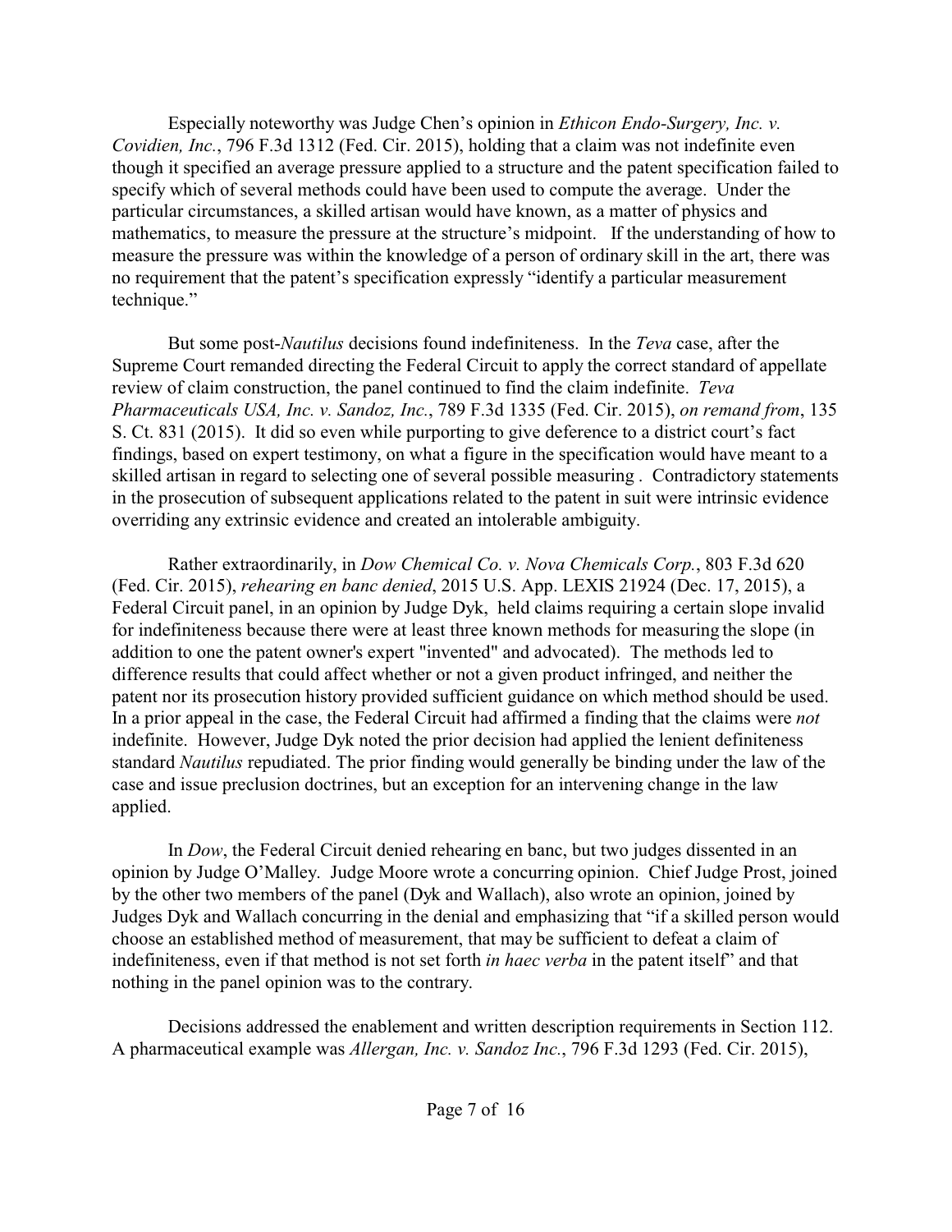Especially noteworthy was Judge Chen's opinion in *Ethicon Endo-Surgery, Inc. v. Covidien, Inc.*, 796 F.3d 1312 (Fed. Cir. 2015), holding that a claim was not indefinite even though it specified an average pressure applied to a structure and the patent specification failed to specify which of several methods could have been used to compute the average. Under the particular circumstances, a skilled artisan would have known, as a matter of physics and mathematics, to measure the pressure at the structure's midpoint. If the understanding of how to measure the pressure was within the knowledge of a person of ordinary skill in the art, there was no requirement that the patent's specification expressly "identify a particular measurement technique."

But some post-*Nautilus* decisions found indefiniteness. In the *Teva* case, after the Supreme Court remanded directing the Federal Circuit to apply the correct standard of appellate review of claim construction, the panel continued to find the claim indefinite. *Teva Pharmaceuticals USA, Inc. v. Sandoz, Inc.*, 789 F.3d 1335 (Fed. Cir. 2015), *on remand from*, 135 S. Ct. 831 (2015). It did so even while purporting to give deference to a district court's fact findings, based on expert testimony, on what a figure in the specification would have meant to a skilled artisan in regard to selecting one of several possible measuring . Contradictory statements in the prosecution of subsequent applications related to the patent in suit were intrinsic evidence overriding any extrinsic evidence and created an intolerable ambiguity.

Rather extraordinarily, in *Dow Chemical Co. v. Nova Chemicals Corp.*, 803 F.3d 620 (Fed. Cir. 2015), *rehearing en banc denied*, 2015 U.S. App. LEXIS 21924 (Dec. 17, 2015), a Federal Circuit panel, in an opinion by Judge Dyk, held claims requiring a certain slope invalid for indefiniteness because there were at least three known methods for measuring the slope (in addition to one the patent owner's expert "invented" and advocated). The methods led to difference results that could affect whether or not a given product infringed, and neither the patent nor its prosecution history provided sufficient guidance on which method should be used. In a prior appeal in the case, the Federal Circuit had affirmed a finding that the claims were *not* indefinite. However, Judge Dyk noted the prior decision had applied the lenient definiteness standard *Nautilus* repudiated. The prior finding would generally be binding under the law of the case and issue preclusion doctrines, but an exception for an intervening change in the law applied.

In *Dow*, the Federal Circuit denied rehearing en banc, but two judges dissented in an opinion by Judge O'Malley. Judge Moore wrote a concurring opinion. Chief Judge Prost, joined by the other two members of the panel (Dyk and Wallach), also wrote an opinion, joined by Judges Dyk and Wallach concurring in the denial and emphasizing that "if a skilled person would choose an established method of measurement, that may be sufficient to defeat a claim of indefiniteness, even if that method is not set forth *in haec verba* in the patent itself" and that nothing in the panel opinion was to the contrary.

Decisions addressed the enablement and written description requirements in Section 112. A pharmaceutical example was *Allergan, Inc. v. Sandoz Inc.*, 796 F.3d 1293 (Fed. Cir. 2015),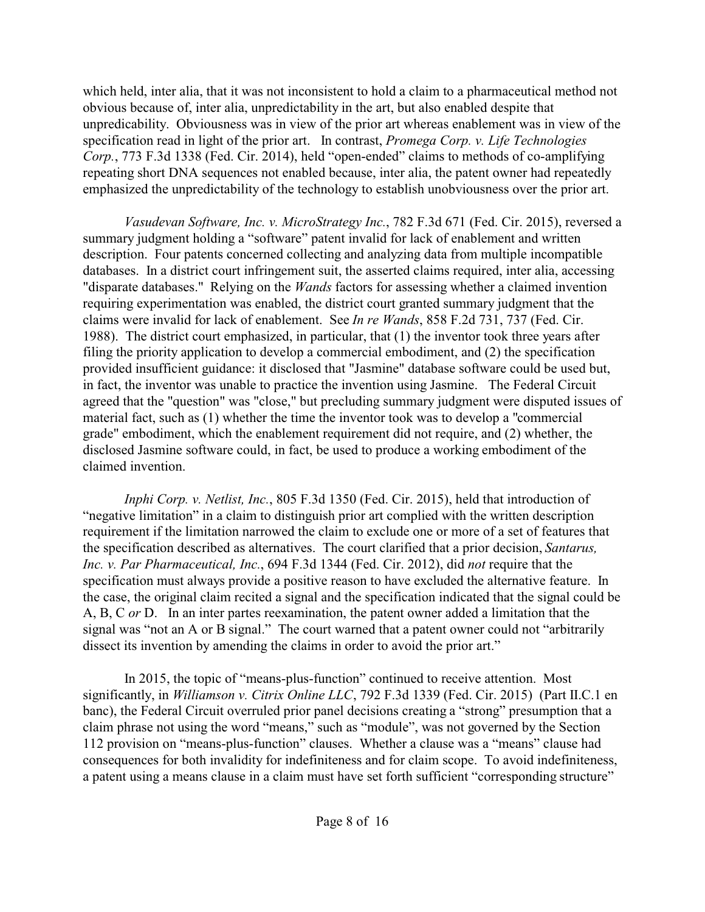which held, inter alia, that it was not inconsistent to hold a claim to a pharmaceutical method not obvious because of, inter alia, unpredictability in the art, but also enabled despite that unpredicability. Obviousness was in view of the prior art whereas enablement was in view of the specification read in light of the prior art. In contrast, *Promega Corp. v. Life Technologies Corp.*, 773 F.3d 1338 (Fed. Cir. 2014), held "open-ended" claims to methods of co-amplifying repeating short DNA sequences not enabled because, inter alia, the patent owner had repeatedly emphasized the unpredictability of the technology to establish unobviousness over the prior art.

*Vasudevan Software, Inc. v. MicroStrategy Inc.*, 782 F.3d 671 (Fed. Cir. 2015), reversed a summary judgment holding a "software" patent invalid for lack of enablement and written description. Four patents concerned collecting and analyzing data from multiple incompatible databases. In a district court infringement suit, the asserted claims required, inter alia, accessing "disparate databases." Relying on the *Wands* factors for assessing whether a claimed invention requiring experimentation was enabled, the district court granted summary judgment that the claims were invalid for lack of enablement. See *In re Wands*, 858 F.2d 731, 737 (Fed. Cir. 1988). The district court emphasized, in particular, that (1) the inventor took three years after filing the priority application to develop a commercial embodiment, and (2) the specification provided insufficient guidance: it disclosed that "Jasmine" database software could be used but, in fact, the inventor was unable to practice the invention using Jasmine. The Federal Circuit agreed that the "question" was "close," but precluding summary judgment were disputed issues of material fact, such as (1) whether the time the inventor took was to develop a "commercial grade" embodiment, which the enablement requirement did not require, and (2) whether, the disclosed Jasmine software could, in fact, be used to produce a working embodiment of the claimed invention.

*Inphi Corp. v. Netlist, Inc.*, 805 F.3d 1350 (Fed. Cir. 2015), held that introduction of "negative limitation" in a claim to distinguish prior art complied with the written description requirement if the limitation narrowed the claim to exclude one or more of a set of features that the specification described as alternatives. The court clarified that a prior decision, *Santarus, Inc. v. Par Pharmaceutical, Inc.*, 694 F.3d 1344 (Fed. Cir. 2012), did *not* require that the specification must always provide a positive reason to have excluded the alternative feature. In the case, the original claim recited a signal and the specification indicated that the signal could be A, B, C *or* D. In an inter partes reexamination, the patent owner added a limitation that the signal was "not an A or B signal." The court warned that a patent owner could not "arbitrarily dissect its invention by amending the claims in order to avoid the prior art."

In 2015, the topic of "means-plus-function" continued to receive attention. Most significantly, in *Williamson v. Citrix Online LLC*, 792 F.3d 1339 (Fed. Cir. 2015) (Part II.C.1 en banc), the Federal Circuit overruled prior panel decisions creating a "strong" presumption that a claim phrase not using the word "means," such as "module", was not governed by the Section 112 provision on "means-plus-function" clauses. Whether a clause was a "means" clause had consequences for both invalidity for indefiniteness and for claim scope. To avoid indefiniteness, a patent using a means clause in a claim must have set forth sufficient "corresponding structure"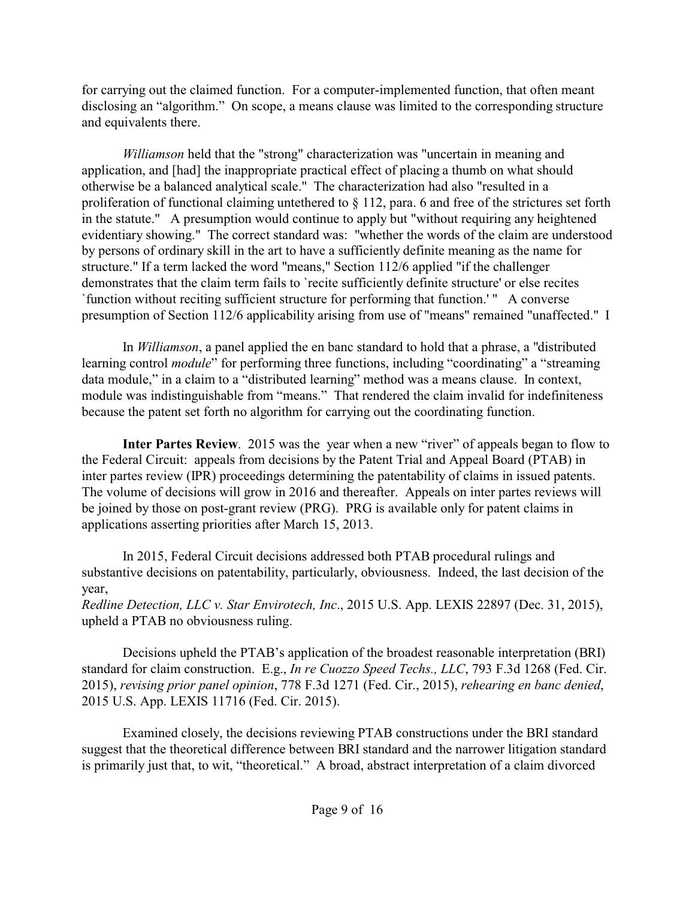for carrying out the claimed function. For a computer-implemented function, that often meant disclosing an "algorithm." On scope, a means clause was limited to the corresponding structure and equivalents there.

*Williamson* held that the "strong" characterization was "uncertain in meaning and application, and [had] the inappropriate practical effect of placing a thumb on what should otherwise be a balanced analytical scale." The characterization had also "resulted in a proliferation of functional claiming untethered to § 112, para. 6 and free of the strictures set forth in the statute." A presumption would continue to apply but "without requiring any heightened evidentiary showing." The correct standard was: "whether the words of the claim are understood by persons of ordinary skill in the art to have a sufficiently definite meaning as the name for structure." If a term lacked the word "means," Section 112/6 applied "if the challenger demonstrates that the claim term fails to `recite sufficiently definite structure' or else recites `function without reciting sufficient structure for performing that function.' " A converse presumption of Section 112/6 applicability arising from use of "means" remained "unaffected." I

In *Williamson*, a panel applied the en banc standard to hold that a phrase, a "distributed learning control *module*" for performing three functions, including "coordinating" a "streaming data module," in a claim to a "distributed learning" method was a means clause. In context, module was indistinguishable from "means." That rendered the claim invalid for indefiniteness because the patent set forth no algorithm for carrying out the coordinating function.

**Inter Partes Review**. 2015 was the year when a new "river" of appeals began to flow to the Federal Circuit: appeals from decisions by the Patent Trial and Appeal Board (PTAB) in inter partes review (IPR) proceedings determining the patentability of claims in issued patents. The volume of decisions will grow in 2016 and thereafter. Appeals on inter partes reviews will be joined by those on post-grant review (PRG). PRG is available only for patent claims in applications asserting priorities after March 15, 2013.

In 2015, Federal Circuit decisions addressed both PTAB procedural rulings and substantive decisions on patentability, particularly, obviousness. Indeed, the last decision of the year,
*Redline Detection, LLC v. Star Envirotech, Inc*., 2015 U.S. App. LEXIS 22897 (Dec. 31, 2015), upheld a PTAB no obviousness ruling.

Decisions upheld the PTAB's application of the broadest reasonable interpretation (BRI) standard for claim construction. E.g., *In re Cuozzo Speed Techs., LLC*, 793 F.3d 1268 (Fed. Cir. 2015), *revising prior panel opinion*, 778 F.3d 1271 (Fed. Cir., 2015), *rehearing en banc denied*, 2015 U.S. App. LEXIS 11716 (Fed. Cir. 2015).

Examined closely, the decisions reviewing PTAB constructions under the BRI standard suggest that the theoretical difference between BRI standard and the narrower litigation standard is primarily just that, to wit, "theoretical." A broad, abstract interpretation of a claim divorced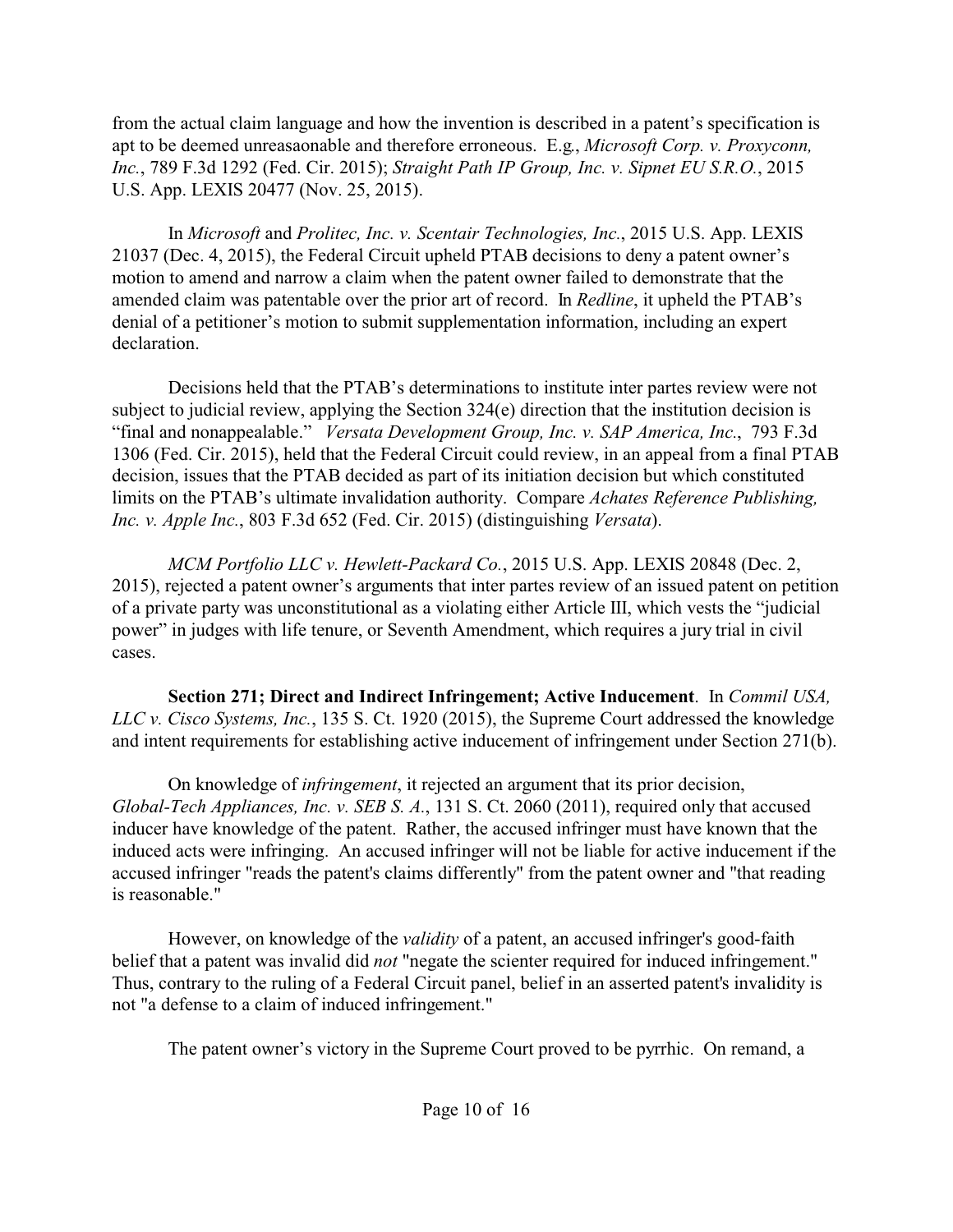from the actual claim language and how the invention is described in a patent's specification is apt to be deemed unreasaonable and therefore erroneous. E.g., *Microsoft Corp. v. Proxyconn, Inc.*, 789 F.3d 1292 (Fed. Cir. 2015); *Straight Path IP Group, Inc. v. Sipnet EU S.R.O.*, 2015 U.S. App. LEXIS 20477 (Nov. 25, 2015).

In *Microsoft* and *Prolitec, Inc. v. Scentair Technologies, Inc.*, 2015 U.S. App. LEXIS 21037 (Dec. 4, 2015), the Federal Circuit upheld PTAB decisions to deny a patent owner's motion to amend and narrow a claim when the patent owner failed to demonstrate that the amended claim was patentable over the prior art of record. In *Redline*, it upheld the PTAB's denial of a petitioner's motion to submit supplementation information, including an expert declaration.

Decisions held that the PTAB's determinations to institute inter partes review were not subject to judicial review, applying the Section 324(e) direction that the institution decision is "final and nonappealable." *Versata Development Group, Inc. v. SAP America, Inc.*, 793 F.3d 1306 (Fed. Cir. 2015), held that the Federal Circuit could review, in an appeal from a final PTAB decision, issues that the PTAB decided as part of its initiation decision but which constituted limits on the PTAB's ultimate invalidation authority. Compare *Achates Reference Publishing, Inc. v. Apple Inc.*, 803 F.3d 652 (Fed. Cir. 2015) (distinguishing *Versata*).

*MCM Portfolio LLC v. Hewlett-Packard Co.*, 2015 U.S. App. LEXIS 20848 (Dec. 2, 2015), rejected a patent owner's arguments that inter partes review of an issued patent on petition of a private party was unconstitutional as a violating either Article III, which vests the "judicial power" in judges with life tenure, or Seventh Amendment, which requires a jury trial in civil cases.

**Section 271; Direct and Indirect Infringement; Active Inducement**. In *Commil USA, LLC v. Cisco Systems, Inc.*, 135 S. Ct. 1920 (2015), the Supreme Court addressed the knowledge and intent requirements for establishing active inducement of infringement under Section 271(b).

On knowledge of *infringement*, it rejected an argument that its prior decision, *Global-Tech Appliances, Inc. v. SEB S. A.*, 131 S. Ct. 2060 (2011), required only that accused inducer have knowledge of the patent. Rather, the accused infringer must have known that the induced acts were infringing. An accused infringer will not be liable for active inducement if the accused infringer "reads the patent's claims differently" from the patent owner and "that reading is reasonable."

However, on knowledge of the *validity* of a patent, an accused infringer's good-faith belief that a patent was invalid did *not* "negate the scienter required for induced infringement." Thus, contrary to the ruling of a Federal Circuit panel, belief in an asserted patent's invalidity is not "a defense to a claim of induced infringement."

The patent owner's victory in the Supreme Court proved to be pyrrhic. On remand, a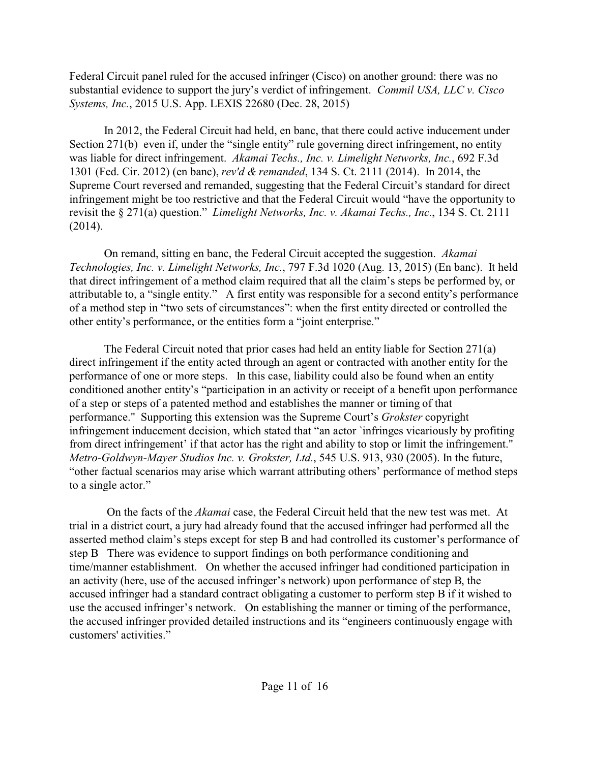Federal Circuit panel ruled for the accused infringer (Cisco) on another ground: there was no substantial evidence to support the jury's verdict of infringement. *Commil USA, LLC v. Cisco Systems, Inc.*, 2015 U.S. App. LEXIS 22680 (Dec. 28, 2015)

In 2012, the Federal Circuit had held, en banc, that there could active inducement under Section 271(b) even if, under the "single entity" rule governing direct infringement, no entity was liable for direct infringement. *Akamai Techs., Inc. v. Limelight Networks, Inc.*, 692 F.3d 1301 (Fed. Cir. 2012) (en banc), *rev'd & remanded*, 134 S. Ct. 2111 (2014). In 2014, the Supreme Court reversed and remanded, suggesting that the Federal Circuit's standard for direct infringement might be too restrictive and that the Federal Circuit would "have the opportunity to revisit the § 271(a) question." *Limelight Networks, Inc. v. Akamai Techs., Inc.*, 134 S. Ct. 2111 (2014).

On remand, sitting en banc, the Federal Circuit accepted the suggestion. *Akamai Technologies, Inc. v. Limelight Networks, Inc.*, 797 F.3d 1020 (Aug. 13, 2015) (En banc). It held that direct infringement of a method claim required that all the claim's steps be performed by, or attributable to, a "single entity." A first entity was responsible for a second entity's performance of a method step in "two sets of circumstances": when the first entity directed or controlled the other entity's performance, or the entities form a "joint enterprise."

The Federal Circuit noted that prior cases had held an entity liable for Section 271(a) direct infringement if the entity acted through an agent or contracted with another entity for the performance of one or more steps. In this case, liability could also be found when an entity conditioned another entity's "participation in an activity or receipt of a benefit upon performance of a step or steps of a patented method and establishes the manner or timing of that performance." Supporting this extension was the Supreme Court's *Grokster* copyright infringement inducement decision, which stated that "an actor `infringes vicariously by profiting from direct infringement' if that actor has the right and ability to stop or limit the infringement." *Metro-Goldwyn-Mayer Studios Inc. v. Grokster, Ltd.*, 545 U.S. 913, 930 (2005). In the future, "other factual scenarios may arise which warrant attributing others' performance of method steps to a single actor."

On the facts of the *Akamai* case, the Federal Circuit held that the new test was met. At trial in a district court, a jury had already found that the accused infringer had performed all the asserted method claim's steps except for step B and had controlled its customer's performance of step B There was evidence to support findings on both performance conditioning and time/manner establishment. On whether the accused infringer had conditioned participation in an activity (here, use of the accused infringer's network) upon performance of step B, the accused infringer had a standard contract obligating a customer to perform step B if it wished to use the accused infringer's network. On establishing the manner or timing of the performance, the accused infringer provided detailed instructions and its "engineers continuously engage with customers' activities."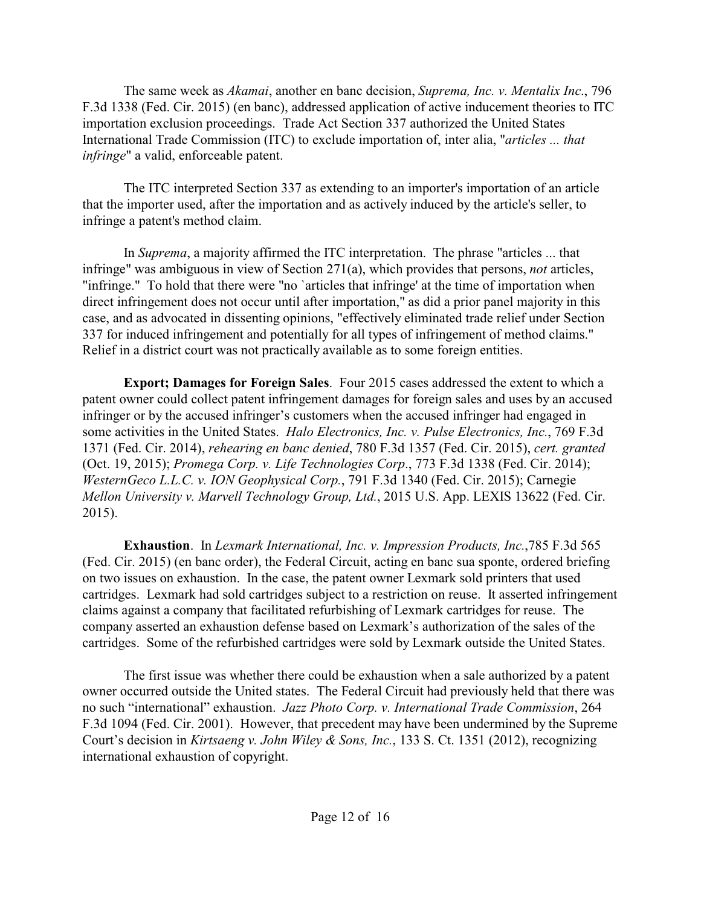The same week as *Akamai*, another en banc decision, *Suprema, Inc. v. Mentalix Inc*., 796 F.3d 1338 (Fed. Cir. 2015) (en banc), addressed application of active inducement theories to ITC importation exclusion proceedings. Trade Act Section 337 authorized the United States International Trade Commission (ITC) to exclude importation of, inter alia, "*articles ... that infringe*" a valid, enforceable patent.

The ITC interpreted Section 337 as extending to an importer's importation of an article that the importer used, after the importation and as actively induced by the article's seller, to infringe a patent's method claim.

In *Suprema*, a majority affirmed the ITC interpretation. The phrase "articles ... that infringe" was ambiguous in view of Section 271(a), which provides that persons, *not* articles, "infringe." To hold that there were "no `articles that infringe' at the time of importation when direct infringement does not occur until after importation," as did a prior panel majority in this case, and as advocated in dissenting opinions, "effectively eliminated trade relief under Section 337 for induced infringement and potentially for all types of infringement of method claims." Relief in a district court was not practically available as to some foreign entities.

**Export; Damages for Foreign Sales**. Four 2015 cases addressed the extent to which a patent owner could collect patent infringement damages for foreign sales and uses by an accused infringer or by the accused infringer's customers when the accused infringer had engaged in some activities in the United States. *Halo Electronics, Inc. v. Pulse Electronics, Inc.*, 769 F.3d 1371 (Fed. Cir. 2014), *rehearing en banc denied*, 780 F.3d 1357 (Fed. Cir. 2015), *cert. granted* (Oct. 19, 2015); *Promega Corp. v. Life Technologies Corp*., 773 F.3d 1338 (Fed. Cir. 2014); *WesternGeco L.L.C. v. ION Geophysical Corp.*, 791 F.3d 1340 (Fed. Cir. 2015); Carnegie *Mellon University v. Marvell Technology Group, Ltd.*, 2015 U.S. App. LEXIS 13622 (Fed. Cir. 2015).

**Exhaustion**. In *Lexmark International, Inc. v. Impression Products, Inc.*,785 F.3d 565 (Fed. Cir. 2015) (en banc order), the Federal Circuit, acting en banc sua sponte, ordered briefing on two issues on exhaustion. In the case, the patent owner Lexmark sold printers that used cartridges. Lexmark had sold cartridges subject to a restriction on reuse. It asserted infringement claims against a company that facilitated refurbishing of Lexmark cartridges for reuse. The company asserted an exhaustion defense based on Lexmark's authorization of the sales of the cartridges. Some of the refurbished cartridges were sold by Lexmark outside the United States.

The first issue was whether there could be exhaustion when a sale authorized by a patent owner occurred outside the United states. The Federal Circuit had previously held that there was no such "international" exhaustion. *Jazz Photo Corp. v. International Trade Commission*, 264 F.3d 1094 (Fed. Cir. 2001). However, that precedent may have been undermined by the Supreme Court's decision in *Kirtsaeng v. John Wiley & Sons, Inc.*, 133 S. Ct. 1351 (2012), recognizing international exhaustion of copyright.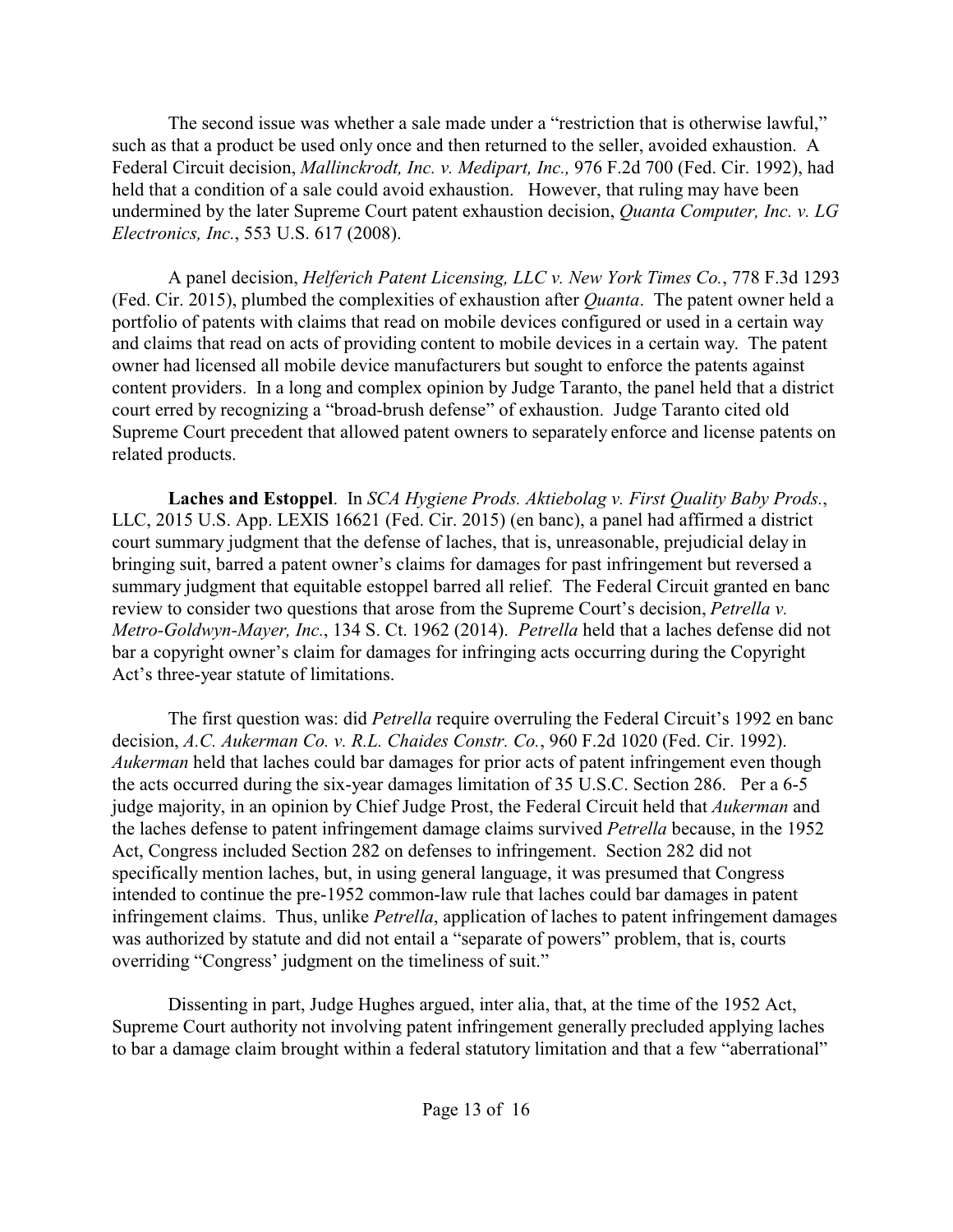The second issue was whether a sale made under a "restriction that is otherwise lawful," such as that a product be used only once and then returned to the seller, avoided exhaustion. A Federal Circuit decision, *Mallinckrodt, Inc. v. Medipart, Inc.,* 976 F.2d 700 (Fed. Cir. 1992), had held that a condition of a sale could avoid exhaustion. However, that ruling may have been undermined by the later Supreme Court patent exhaustion decision, *Quanta Computer, Inc. v. LG Electronics, Inc.*, 553 U.S. 617 (2008).

A panel decision, *Helferich Patent Licensing, LLC v. New York Times Co.*, 778 F.3d 1293 (Fed. Cir. 2015), plumbed the complexities of exhaustion after *Quanta*. The patent owner held a portfolio of patents with claims that read on mobile devices configured or used in a certain way and claims that read on acts of providing content to mobile devices in a certain way. The patent owner had licensed all mobile device manufacturers but sought to enforce the patents against content providers. In a long and complex opinion by Judge Taranto, the panel held that a district court erred by recognizing a "broad-brush defense" of exhaustion. Judge Taranto cited old Supreme Court precedent that allowed patent owners to separately enforce and license patents on related products.

**Laches and Estoppel**. In *SCA Hygiene Prods. Aktiebolag v. First Quality Baby Prods.*, LLC, 2015 U.S. App. LEXIS 16621 (Fed. Cir. 2015) (en banc), a panel had affirmed a district court summary judgment that the defense of laches, that is, unreasonable, prejudicial delay in bringing suit, barred a patent owner's claims for damages for past infringement but reversed a summary judgment that equitable estoppel barred all relief. The Federal Circuit granted en banc review to consider two questions that arose from the Supreme Court's decision, *Petrella v. Metro-Goldwyn-Mayer, Inc.*, 134 S. Ct. 1962 (2014). *Petrella* held that a laches defense did not bar a copyright owner's claim for damages for infringing acts occurring during the Copyright Act's three-year statute of limitations.

The first question was: did *Petrella* require overruling the Federal Circuit's 1992 en banc decision, *A.C. Aukerman Co. v. R.L. Chaides Constr. Co.*, 960 F.2d 1020 (Fed. Cir. 1992). *Aukerman* held that laches could bar damages for prior acts of patent infringement even though the acts occurred during the six-year damages limitation of 35 U.S.C. Section 286. Per a 6-5 judge majority, in an opinion by Chief Judge Prost, the Federal Circuit held that *Aukerman* and the laches defense to patent infringement damage claims survived *Petrella* because, in the 1952 Act, Congress included Section 282 on defenses to infringement. Section 282 did not specifically mention laches, but, in using general language, it was presumed that Congress intended to continue the pre-1952 common-law rule that laches could bar damages in patent infringement claims. Thus, unlike *Petrella*, application of laches to patent infringement damages was authorized by statute and did not entail a "separate of powers" problem, that is, courts overriding "Congress' judgment on the timeliness of suit."

Dissenting in part, Judge Hughes argued, inter alia, that, at the time of the 1952 Act, Supreme Court authority not involving patent infringement generally precluded applying laches to bar a damage claim brought within a federal statutory limitation and that a few "aberrational"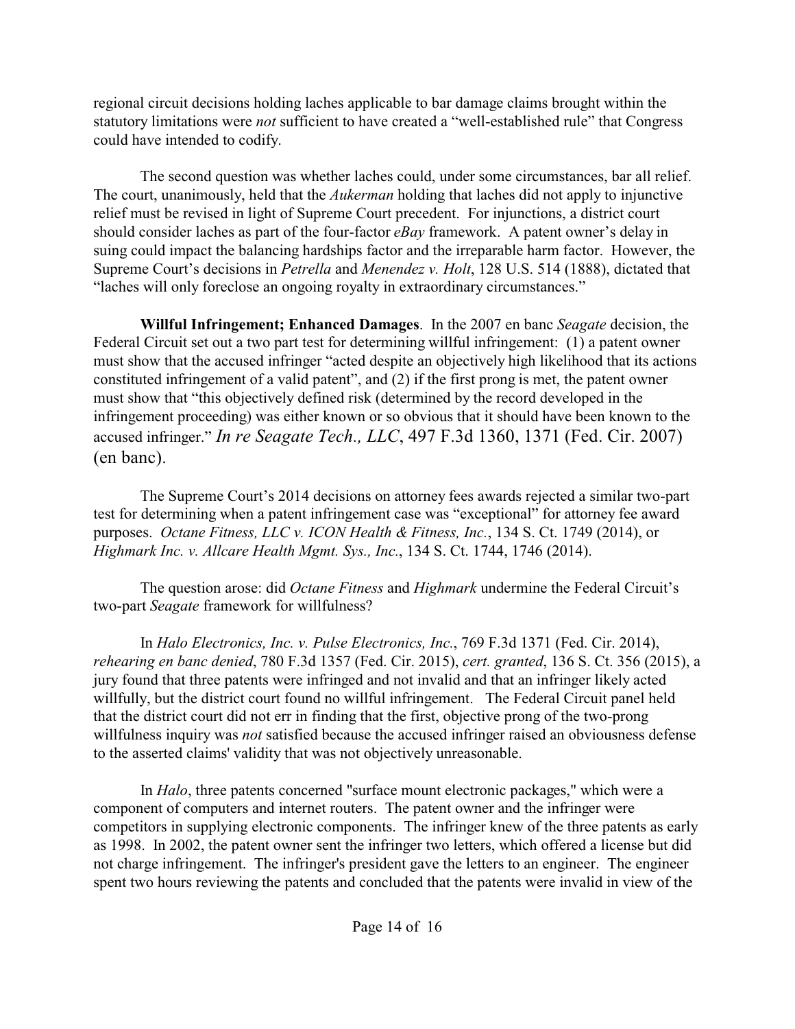regional circuit decisions holding laches applicable to bar damage claims brought within the statutory limitations were *not* sufficient to have created a "well-established rule" that Congress could have intended to codify.

The second question was whether laches could, under some circumstances, bar all relief. The court, unanimously, held that the *Aukerman* holding that laches did not apply to injunctive relief must be revised in light of Supreme Court precedent. For injunctions, a district court should consider laches as part of the four-factor *eBay* framework. A patent owner's delay in suing could impact the balancing hardships factor and the irreparable harm factor. However, the Supreme Court's decisions in *Petrella* and *Menendez v. Holt*, 128 U.S. 514 (1888), dictated that "laches will only foreclose an ongoing royalty in extraordinary circumstances."

**Willful Infringement; Enhanced Damages**. In the 2007 en banc *Seagate* decision, the Federal Circuit set out a two part test for determining willful infringement: (1) a patent owner must show that the accused infringer "acted despite an objectively high likelihood that its actions constituted infringement of a valid patent", and (2) if the first prong is met, the patent owner must show that "this objectively defined risk (determined by the record developed in the infringement proceeding) was either known or so obvious that it should have been known to the accused infringer." *In re Seagate Tech., LLC*, 497 F.3d 1360, 1371 (Fed. Cir. 2007) (en banc).

The Supreme Court's 2014 decisions on attorney fees awards rejected a similar two-part test for determining when a patent infringement case was "exceptional" for attorney fee award purposes. *Octane Fitness, LLC v. ICON Health & Fitness, Inc.*, 134 S. Ct. 1749 (2014), or *Highmark Inc. v. Allcare Health Mgmt. Sys., Inc.*, 134 S. Ct. 1744, 1746 (2014).

The question arose: did *Octane Fitness* and *Highmark* undermine the Federal Circuit's two-part *Seagate* framework for willfulness?

In *Halo Electronics, Inc. v. Pulse Electronics, Inc.*, 769 F.3d 1371 (Fed. Cir. 2014), *rehearing en banc denied*, 780 F.3d 1357 (Fed. Cir. 2015), *cert. granted*, 136 S. Ct. 356 (2015), a jury found that three patents were infringed and not invalid and that an infringer likely acted willfully, but the district court found no willful infringement. The Federal Circuit panel held that the district court did not err in finding that the first, objective prong of the two-prong willfulness inquiry was *not* satisfied because the accused infringer raised an obviousness defense to the asserted claims' validity that was not objectively unreasonable.

In *Halo*, three patents concerned "surface mount electronic packages," which were a component of computers and internet routers. The patent owner and the infringer were competitors in supplying electronic components. The infringer knew of the three patents as early as 1998. In 2002, the patent owner sent the infringer two letters, which offered a license but did not charge infringement. The infringer's president gave the letters to an engineer. The engineer spent two hours reviewing the patents and concluded that the patents were invalid in view of the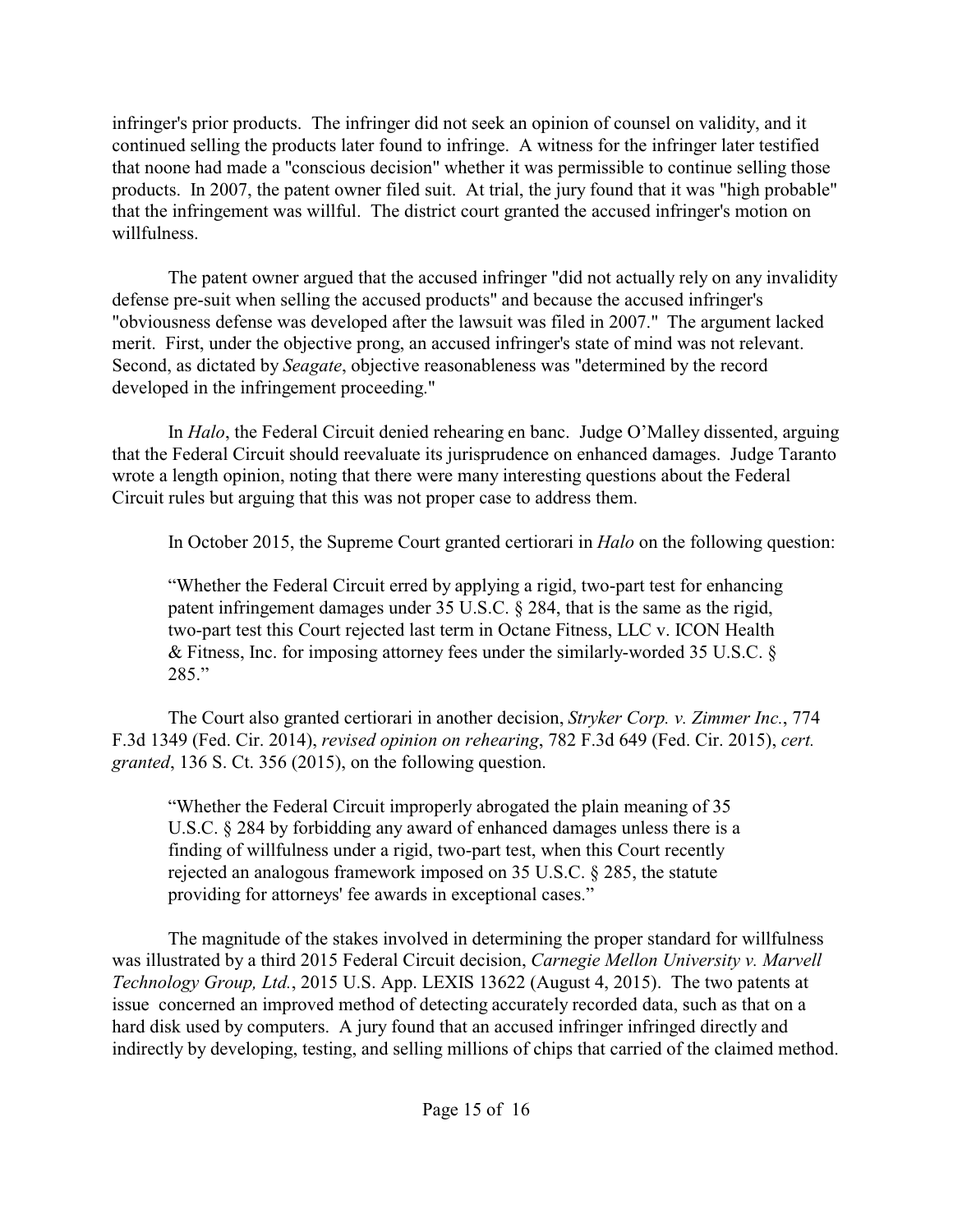infringer's prior products. The infringer did not seek an opinion of counsel on validity, and it continued selling the products later found to infringe. A witness for the infringer later testified that noone had made a "conscious decision" whether it was permissible to continue selling those products. In 2007, the patent owner filed suit. At trial, the jury found that it was "high probable" that the infringement was willful. The district court granted the accused infringer's motion on willfulness.

The patent owner argued that the accused infringer "did not actually rely on any invalidity defense pre-suit when selling the accused products" and because the accused infringer's "obviousness defense was developed after the lawsuit was filed in 2007." The argument lacked merit. First, under the objective prong, an accused infringer's state of mind was not relevant. Second, as dictated by *Seagate*, objective reasonableness was "determined by the record developed in the infringement proceeding."

In *Halo*, the Federal Circuit denied rehearing en banc. Judge O'Malley dissented, arguing that the Federal Circuit should reevaluate its jurisprudence on enhanced damages. Judge Taranto wrote a length opinion, noting that there were many interesting questions about the Federal Circuit rules but arguing that this was not proper case to address them.

In October 2015, the Supreme Court granted certiorari in *Halo* on the following question:

> "Whether the Federal Circuit erred by applying a rigid, two-part test for enhancing patent infringement damages under 35 U.S.C. § 284, that is the same as the rigid, two-part test this Court rejected last term in Octane Fitness, LLC v. ICON Health & Fitness, Inc. for imposing attorney fees under the similarly-worded 35 U.S.C. § 285."

The Court also granted certiorari in another decision, *Stryker Corp. v. Zimmer Inc.*, 774 F.3d 1349 (Fed. Cir. 2014), *revised opinion on rehearing*, 782 F.3d 649 (Fed. Cir. 2015), *cert. granted*, 136 S. Ct. 356 (2015), on the following question.

> "Whether the Federal Circuit improperly abrogated the plain meaning of 35 U.S.C. § 284 by forbidding any award of enhanced damages unless there is a finding of willfulness under a rigid, two-part test, when this Court recently rejected an analogous framework imposed on 35 U.S.C. § 285, the statute providing for attorneys' fee awards in exceptional cases."

The magnitude of the stakes involved in determining the proper standard for willfulness was illustrated by a third 2015 Federal Circuit decision, *Carnegie Mellon University v. Marvell Technology Group, Ltd.*, 2015 U.S. App. LEXIS 13622 (August 4, 2015). The two patents at issue concerned an improved method of detecting accurately recorded data, such as that on a hard disk used by computers. A jury found that an accused infringer infringed directly and indirectly by developing, testing, and selling millions of chips that carried of the claimed method.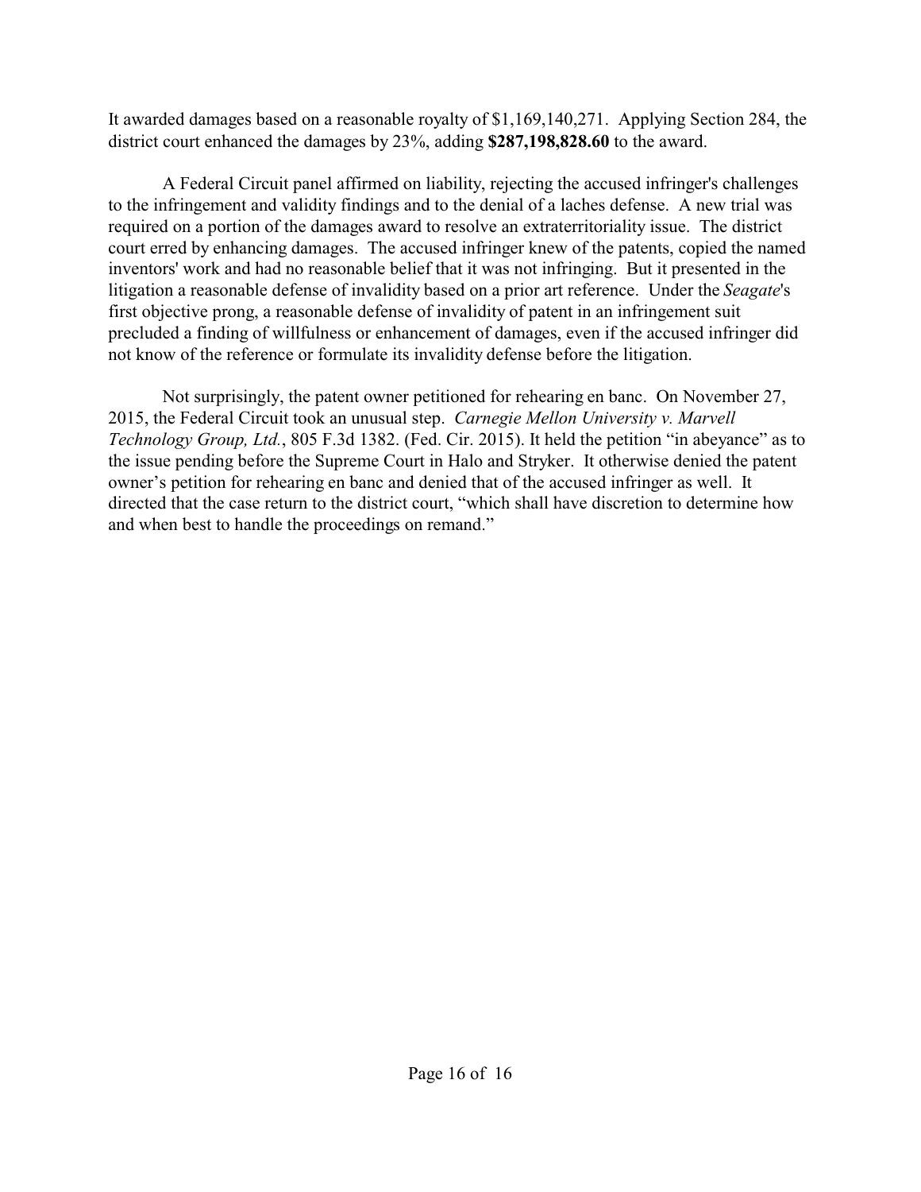It awarded damages based on a reasonable royalty of $1,169,140,271. Applying Section 284, the district court enhanced the damages by 23%, adding **$287,198,828.60** to the award.

A Federal Circuit panel affirmed on liability, rejecting the accused infringer's challenges to the infringement and validity findings and to the denial of a laches defense. A new trial was required on a portion of the damages award to resolve an extraterritoriality issue. The district court erred by enhancing damages. The accused infringer knew of the patents, copied the named inventors' work and had no reasonable belief that it was not infringing. But it presented in the litigation a reasonable defense of invalidity based on a prior art reference. Under the *Seagate*'s first objective prong, a reasonable defense of invalidity of patent in an infringement suit precluded a finding of willfulness or enhancement of damages, even if the accused infringer did not know of the reference or formulate its invalidity defense before the litigation.

Not surprisingly, the patent owner petitioned for rehearing en banc. On November 27, 2015, the Federal Circuit took an unusual step. *Carnegie Mellon University v. Marvell Technology Group, Ltd.*, 805 F.3d 1382. (Fed. Cir. 2015). It held the petition "in abeyance" as to the issue pending before the Supreme Court in Halo and Stryker. It otherwise denied the patent owner's petition for rehearing en banc and denied that of the accused infringer as well. It directed that the case return to the district court, "which shall have discretion to determine how and when best to handle the proceedings on remand."